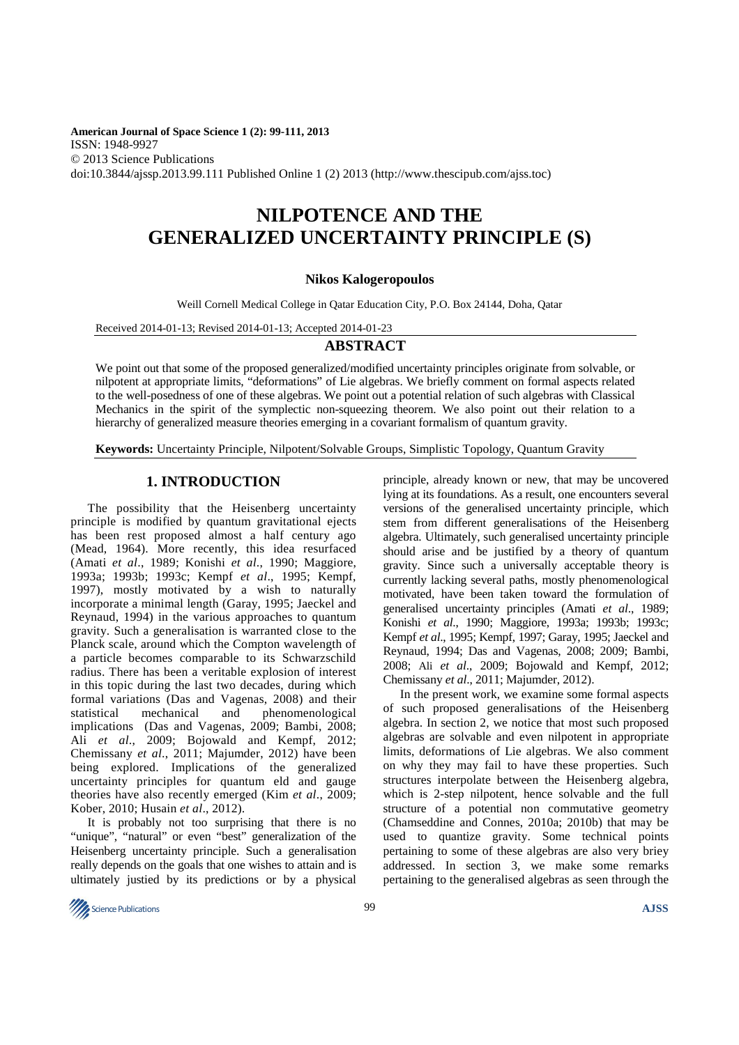**American Journal of Space Science 1 (2): 99-111, 2013**
ISSN: 1948-9927
© 2013 Science Publications
doi:10.3844/ajssp.2013.99.111 Published Online 1 (2) 2013 (http://www.thescipub.com/ajss.toc)

# NILPOTENCE AND THE GENERALIZED UNCERTAINTY PRINCIPLE (S)

**Nikos Kalogeropoulos**

Weill Cornell Medical College in Qatar Education City, P.O. Box 24144, Doha, Qatar

Received 2014-01-13; Revised 2014-01-13; Accepted 2014-01-23

## ABSTRACT

We point out that some of the proposed generalized/modified uncertainty principles originate from solvable, or nilpotent at appropriate limits, "deformations" of Lie algebras. We briefly comment on formal aspects related to the well-posedness of one of these algebras. We point out a potential relation of such algebras with Classical Mechanics in the spirit of the symplectic non-squeezing theorem. We also point out their relation to a hierarchy of generalized measure theories emerging in a covariant formalism of quantum gravity.

**Keywords:** Uncertainty Principle, Nilpotent/Solvable Groups, Simplistic Topology, Quantum Gravity

## 1. INTRODUCTION

The possibility that the Heisenberg uncertainty principle is modified by quantum gravitational ejects has been rest proposed almost a half century ago (Mead, 1964). More recently, this idea resurfaced (Amati *et al*., 1989; Konishi *et al*., 1990; Maggiore, 1993a; 1993b; 1993c; Kempf *et al*., 1995; Kempf, 1997), mostly motivated by a wish to naturally incorporate a minimal length (Garay, 1995; Jaeckel and Reynaud, 1994) in the various approaches to quantum gravity. Such a generalisation is warranted close to the Planck scale, around which the Compton wavelength of a particle becomes comparable to its Schwarzschild radius. There has been a veritable explosion of interest in this topic during the last two decades, during which formal variations (Das and Vagenas, 2008) and their statistical mechanical and phenomenological implications (Das and Vagenas, 2009; Bambi, 2008; Ali *et al*., 2009; Bojowald and Kempf, 2012; Chemissany *et al*., 2011; Majumder, 2012) have been being explored. Implications of the generalized uncertainty principles for quantum eld and gauge theories have also recently emerged (Kim *et al*., 2009; Kober, 2010; Husain *et al*., 2012).

It is probably not too surprising that there is no "unique", "natural" or even "best" generalization of the Heisenberg uncertainty principle. Such a generalisation really depends on the goals that one wishes to attain and is ultimately justied by its predictions or by a physical principle, already known or new, that may be uncovered lying at its foundations. As a result, one encounters several versions of the generalised uncertainty principle, which stem from different generalisations of the Heisenberg algebra. Ultimately, such generalised uncertainty principle should arise and be justified by a theory of quantum gravity. Since such a universally acceptable theory is currently lacking several paths, mostly phenomenological motivated, have been taken toward the formulation of generalised uncertainty principles (Amati *et al*., 1989; Konishi *et al*., 1990; Maggiore, 1993a; 1993b; 1993c; Kempf *et al*., 1995; Kempf, 1997; Garay, 1995; Jaeckel and Reynaud, 1994; Das and Vagenas, 2008; 2009; Bambi, 2008; Ali *et al*., 2009; Bojowald and Kempf, 2012; Chemissany *et al*., 2011; Majumder, 2012).

In the present work, we examine some formal aspects of such proposed generalisations of the Heisenberg algebra. In section 2, we notice that most such proposed algebras are solvable and even nilpotent in appropriate limits, deformations of Lie algebras. We also comment on why they may fail to have these properties. Such structures interpolate between the Heisenberg algebra, which is 2-step nilpotent, hence solvable and the full structure of a potential non commutative geometry (Chamseddine and Connes, 2010a; 2010b) that may be used to quantize gravity. Some technical points pertaining to some of these algebras are also very briey addressed. In section 3, we make some remarks pertaining to the generalised algebras as seen through the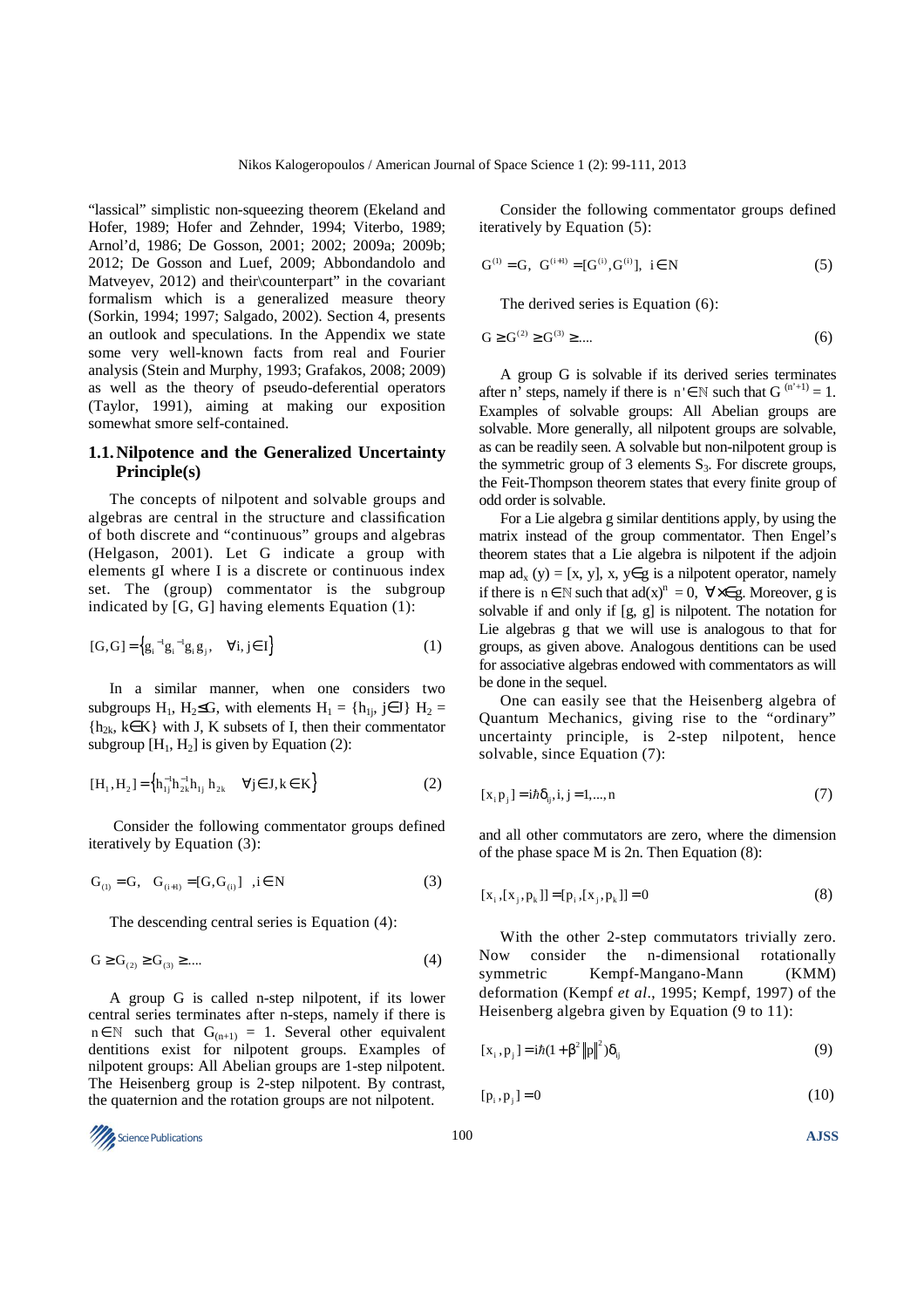"lassical" simplistic non-squeezing theorem (Ekeland and Hofer, 1989; Hofer and Zehnder, 1994; Viterbo, 1989; Arnol'd, 1986; De Gosson, 2001; 2002; 2009a; 2009b; 2012; De Gosson and Luef, 2009; Abbondandolo and Matveyev, 2012) and their\counterpart" in the covariant formalism which is a generalized measure theory (Sorkin, 1994; 1997; Salgado, 2002). Section 4, presents an outlook and speculations. In the Appendix we state some very well-known facts from real and Fourier analysis (Stein and Murphy, 1993; Grafakos, 2008; 2009) as well as the theory of pseudo-deferential operators (Taylor, 1991), aiming at making our exposition somewhat smore self-contained.

## 1.1. Nilpotence and the Generalized Uncertainty Principle(s)

The concepts of nilpotent and solvable groups and algebras are central in the structure and classification of both discrete and "continuous" groups and algebras (Helgason, 2001). Let G indicate a group with elements gI where I is a discrete or continuous index set. The (group) commentator is the subgroup indicated by [G, G] having elements Equation (1):

$$[G,G]=\{g_i^{-1}g_i^{-1}g_i g_j,\quad \forall i,j\in I\} \tag{1}$$

In a similar manner, when one considers two subgroups $H_1, H_2 \leq G$, with elements $H_1 = \{h_{1j}, j\in J\}$ $H_2 = \{h_{2k}, k\in K\}$ with J, K subsets of I, then their commentator subgroup $[H_1, H_2]$ is given by Equation (2):

$$[H_1,H_2]=\{h_{1j}^{-1}h_{2k}^{-1}h_{1j}\,h_{2k}\quad \forall j\in J,k\in K\} \tag{2}$$

Consider the following commentator groups defined iteratively by Equation (3):

$$G_{(1)}=G,\quad G_{(i+1)}=[G,G_{(i)}]\quad ,i\in N \tag{3}$$

The descending central series is Equation (4):

$$G\geq G_{(2)}\geq G_{(3)}\geq .... \tag{4}$$

A group G is called n-step nilpotent, if its lower central series terminates after n-steps, namely if there is $n\in\mathbb{N}$ such that $G_{(n+1)} = 1$. Several other equivalent dentitions exist for nilpotent groups. Examples of nilpotent groups: All Abelian groups are 1-step nilpotent. The Heisenberg group is 2-step nilpotent. By contrast, the quaternion and the rotation groups are not nilpotent.

Consider the following commentator groups defined iteratively by Equation (5):

$$G^{(1)}=G,\quad G^{(i+1)}=[G^{(i)},G^{(i)}],\quad i\in N \tag{5}$$

The derived series is Equation (6):

$$G\geq G^{(2)}\geq G^{(3)}\geq .... \tag{6}$$

A group G is solvable if its derived series terminates after n' steps, namely if there is $n'\in\mathbb{N}$ such that $G^{(n'+1)} = 1$. Examples of solvable groups: All Abelian groups are solvable. More generally, all nilpotent groups are solvable, as can be readily seen. A solvable but non-nilpotent group is the symmetric group of 3 elements $S_3$. For discrete groups, the Feit-Thompson theorem states that every finite group of odd order is solvable.

For a Lie algebra g similar dentitions apply, by using the matrix instead of the group commentator. Then Engel's theorem states that a Lie algebra is nilpotent if the adjoin map $ad_x(y) = [x, y]$, $x, y\in g$ is a nilpotent operator, namely if there is $n\in\mathbb{N}$ such that $ad(x)^n = 0$, $\forall x\in g$. Moreover, g is solvable if and only if [g, g] is nilpotent. The notation for Lie algebras g that we will use is analogous to that for groups, as given above. Analogous dentitions can be used for associative algebras endowed with commentators as will be done in the sequel.

One can easily see that the Heisenberg algebra of Quantum Mechanics, giving rise to the "ordinary" uncertainty principle, is 2-step nilpotent, hence solvable, since Equation (7):

$$[x_i p_j]=i\hbar\delta_{ij}, i,j=1,...,n \tag{7}$$

and all other commutators are zero, where the dimension of the phase space M is 2n. Then Equation (8):

$$[x_i,[x_j,p_k]]=[p_i,[x_j,p_k]]=0 \tag{8}$$

With the other 2-step commutators trivially zero. Now consider the n-dimensional rotationally symmetric Kempf-Mangano-Mann (KMM) deformation (Kempf *et al*., 1995; Kempf, 1997) of the Heisenberg algebra given by Equation (9 to 11):

$$[x_i,p_j]=i\hbar(1+\beta^2\|p\|^2)\delta_{ij} \tag{9}$$

$$[p_i,p_j]=0 \tag{10}$$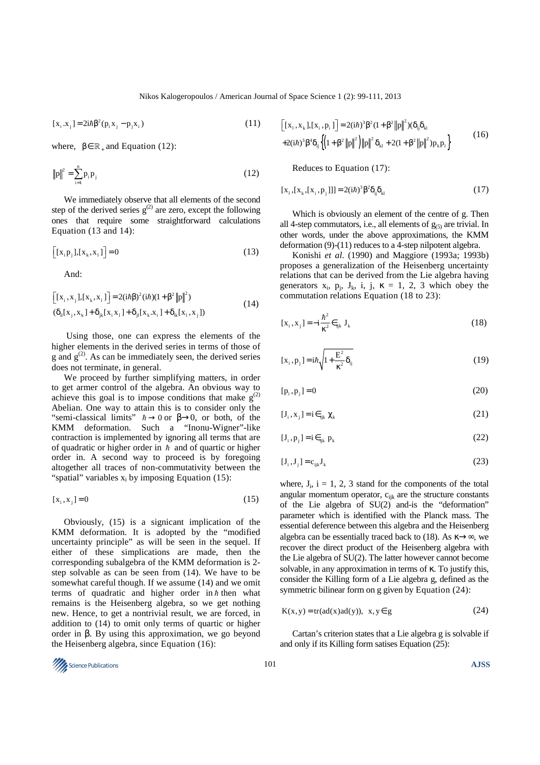$$[x_i . x_j] = 2i\hbar\beta^2 (p_i x_j - p_j x_i) \quad (11)$$

where, $\beta \in \mathbb{R}_+$ and Equation (12):

$$\|p\|^2 = \sum_{i=1}^{n} p_i p_j \quad (12)$$

We immediately observe that all elements of the second step of the derived series $g^{(2)}$ are zero, except the following ones that require some straightforward calculations Equation (13 and 14):

$$\left[[x_i p_j],[x_k, x_l]\right] = 0 \quad (13)$$

And:

$$\left[[x_i, x_j],[x_k, x_l]\right] = 2(i\hbar\beta)^2 (i\hbar)(1+\beta^2\|p\|^2)$$
$$(\delta_{li}[x_j, x_k] + \delta_{jk}[x_i x_l] + \delta_{jl}[x_k . x_i] + \delta_{ik}[x_i, x_j]) \quad (14)$$

Using those, one can express the elements of the higher elements in the derived series in terms of those of g and $g^{(2)}$. As can be immediately seen, the derived series does not terminate, in general.

We proceed by further simplifying matters, in order to get armer control of the algebra. An obvious way to achieve this goal is to impose conditions that make $g^{(2)}$ Abelian. One way to attain this is to consider only the "semi-classical limits" $\hbar \to 0$ or $\beta \to 0$, or both, of the KMM deformation. Such a "Inonu-Wigner"-like contraction is implemented by ignoring all terms that are of quadratic or higher order in $\hbar$ and of quartic or higher order in. A second way to proceed is by foregoing altogether all traces of non-commutativity between the "spatial" variables $x_i$ by imposing Equation (15):

$$[x_i, x_j] = 0 \quad (15)$$

Obviously, (15) is a signicant implication of the KMM deformation. It is adopted by the "modified uncertainty principle" as will be seen in the sequel. If either of these simplications are made, then the corresponding subalgebra of the KMM deformation is 2-step solvable as can be seen from (14). We have to be somewhat careful though. If we assume (14) and we omit terms of quadratic and higher order in $\hbar$ then what remains is the Heisenberg algebra, so we get nothing new. Hence, to get a nontrivial result, we are forced, in addition to (14) to omit only terms of quartic or higher order in $\beta$. By using this approximation, we go beyond the Heisenberg algebra, since Equation (16):

$$\left[[x_i, x_k],[x_i, p_l]\right] = 2(i\hbar)^3 \beta^2 (1+\beta^2\|p\|^2)(\delta_{ij}\delta_{kl}$$
$$+2(i\hbar)^3 \beta^4 \delta_{ij} \left\{ \left(1+\beta^2\|p\|^2\right)\|p\|^2 \delta_{kl} + 2(1+\beta^2\|p\|^2) p_k p_l \right\} \quad (16)$$

Reduces to Equation (17):

$$[x_i, [x_k, [x_i, p_j]]] = 2(i\hbar)^3 \beta^2 \delta_{ij} \delta_{kl} \quad (17)$$

Which is obviously an element of the centre of g. Then all 4-step commutators, i.e., all elements of $g_{(5)}$ are trivial. In other words, under the above approximations, the KMM deformation (9)-(11) reduces to a 4-step nilpotent algebra.

Konishi *et al.* (1990) and Maggiore (1993a; 1993b) proposes a generalization of the Heisenberg uncertainty relations that can be derived from the Lie algebra having generators $x_i$, $p_j$, $J_k$, i, j, $\kappa$ = 1, 2, 3 which obey the commutation relations Equation (18 to 23):

$$[x_i, x_j] = -i\frac{\hbar^2}{\kappa^2} \in_{ijk} J_k \quad (18)$$

$$[x_i, p_j] = i\hbar\sqrt{1+\frac{E^2}{\kappa^2}\delta_{ij}} \quad (19)$$

$$[p_i, p_j] = 0 \quad (20)$$

$$[J_i, x_j] = i \in_{ijk} \chi_k \quad (21)$$

$$[J_i, p_j] = i \in_{ijk} p_k \quad (22)$$

$$[J_i, J_j] = c_{ijk} J_k \quad (23)$$

where, $J_i$, i = 1, 2, 3 stand for the components of the total angular momentum operator, $c_{ijk}$ are the structure constants of the Lie algebra of SU(2) and-is the "deformation" parameter which is identified with the Planck mass. The essential deference between this algebra and the Heisenberg algebra can be essentially traced back to (18). As $\kappa \to \infty$, we recover the direct product of the Heisenberg algebra with the Lie algebra of SU(2). The latter however cannot become solvable, in any approximation in terms of $\kappa$. To justify this, consider the Killing form of a Lie algebra g, defined as the symmetric bilinear form on g given by Equation (24):

$$K(x, y) = \mathrm{tr}(\mathrm{ad}(x)\mathrm{ad}(y)), \quad x, y \in g \quad (24)$$

Cartan's criterion states that a Lie algebra g is solvable if and only if its Killing form satises Equation (25):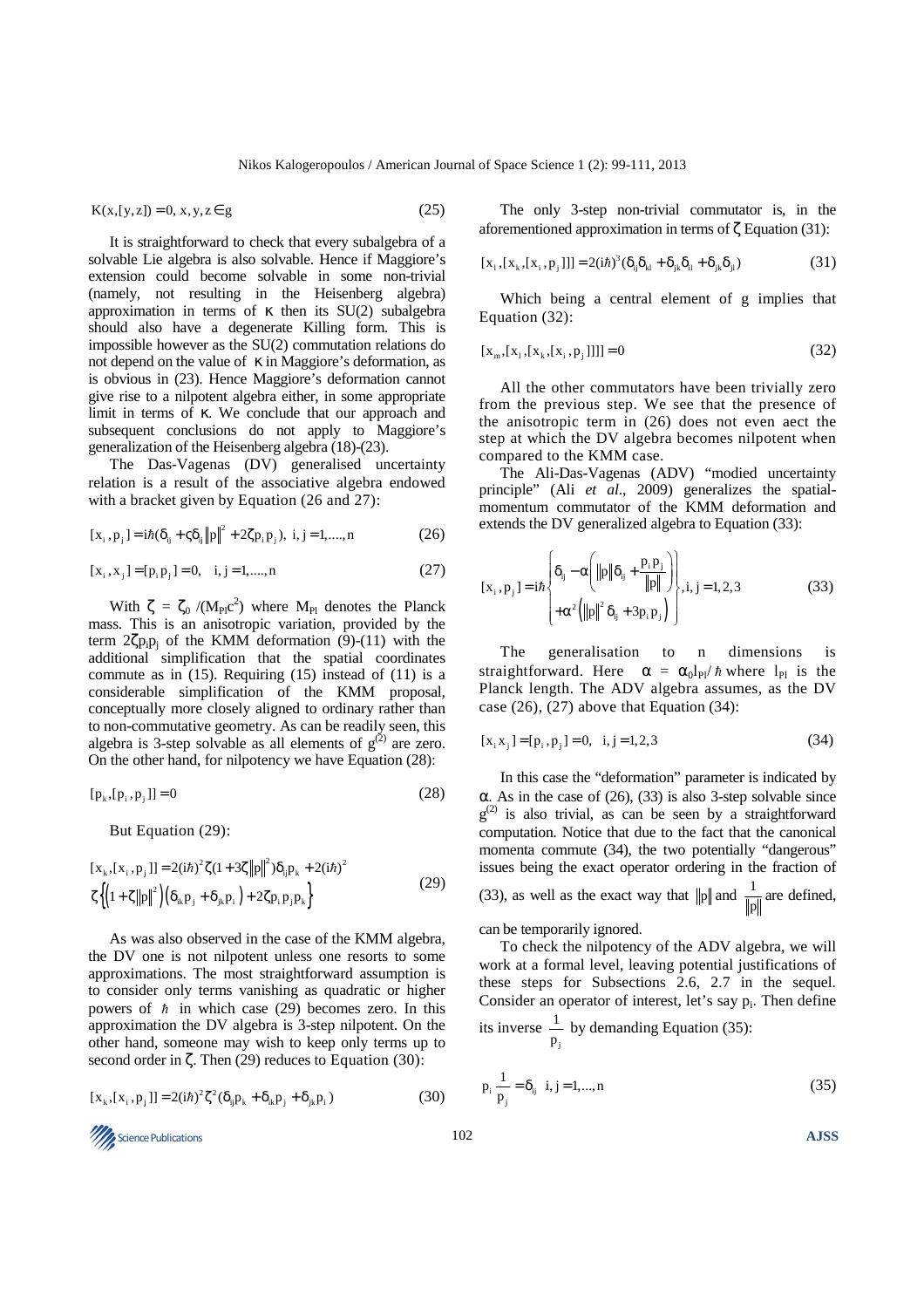$$K(x,[y,z]) = 0,\ x,y,z \in g \tag{25}$$

It is straightforward to check that every subalgebra of a solvable Lie algebra is also solvable. Hence if Maggiore's extension could become solvable in some non-trivial (namely, not resulting in the Heisenberg algebra) approximation in terms of $\kappa$ then its SU(2) subalgebra should also have a degenerate Killing form. This is impossible however as the SU(2) commutation relations do not depend on the value of $\kappa$ in Maggiore's deformation, as is obvious in (23). Hence Maggiore's deformation cannot give rise to a nilpotent algebra either, in some appropriate limit in terms of $\kappa$. We conclude that our approach and subsequent conclusions do not apply to Maggiore's generalization of the Heisenberg algebra (18)-(23).

The Das-Vagenas (DV) generalised uncertainty relation is a result of the associative algebra endowed with a bracket given by Equation (26 and 27):

$$[x_i, p_j] = i\hbar(\delta_{ij} + \varsigma\delta_{ij}\|p\|^2 + 2\zeta p_i p_j),\ i,j = 1,\dots,n \tag{26}$$

$$[x_i, x_j] = [p_i p_j] = 0,\quad i,j = 1,\dots,n \tag{27}$$

With $\zeta = \zeta_0/(M_{Pl}c^2)$ where $M_{Pl}$ denotes the Planck mass. This is an anisotropic variation, provided by the term $2\zeta p_i p_j$ of the KMM deformation (9)-(11) with the additional simplification that the spatial coordinates commute as in (15). Requiring (15) instead of (11) is a considerable simplification of the KMM proposal, conceptually more closely aligned to ordinary rather than to non-commutative geometry. As can be readily seen, this algebra is 3-step solvable as all elements of $g^{(2)}$ are zero. On the other hand, for nilpotency we have Equation (28):

$$[p_k, [p_i, p_j]] = 0 \tag{28}$$

But Equation (29):

$$\begin{aligned}[x_k,[x_i,p_j]] &= 2(i\hbar)^2\zeta(1+3\zeta\|p\|^2)\delta_{ij}p_k + 2(i\hbar)^2 \\ &\zeta\left\{\left(1+\zeta\|p\|^2\right)\left(\delta_{ik}p_j + \delta_{jk}p_i\right) + 2\zeta p_i p_j p_k\right\}\end{aligned} \tag{29}$$

As was also observed in the case of the KMM algebra, the DV one is not nilpotent unless one resorts to some approximations. The most straightforward assumption is to consider only terms vanishing as quadratic or higher powers of $\hbar$ in which case (29) becomes zero. In this approximation the DV algebra is 3-step nilpotent. On the other hand, someone may wish to keep only terms up to second order in $\zeta$. Then (29) reduces to Equation (30):

$$[x_k,[x_i,p_j]] = 2(i\hbar)^2\zeta^2(\delta_{ij}p_k + \delta_{ik}p_j + \delta_{jk}p_i) \tag{30}$$

The only 3-step non-trivial commutator is, in the aforementioned approximation in terms of $\zeta$ Equation (31):

$$[x_i,[x_k,[x_i,p_j]]] = 2(i\hbar)^3(\delta_{ij}\delta_{kl} + \delta_{jk}\delta_{il} + \delta_{jk}\delta_{jl}) \tag{31}$$

Which being a central element of g implies that Equation (32):

$$[x_m,[x_i,[x_k,[x_i,p_j]]]] = 0 \tag{32}$$

All the other commutators have been trivially zero from the previous step. We see that the presence of the anisotropic term in (26) does not even aect the step at which the DV algebra becomes nilpotent when compared to the KMM case.

The Ali-Das-Vagenas (ADV) "modied uncertainty principle" (Ali *et al*., 2009) generalizes the spatial-momentum commutator of the KMM deformation and extends the DV generalized algebra to Equation (33):

$$[x_i, p_j] = i\hbar\left\{\begin{aligned}&\delta_{ij} - \alpha\left(\|p\|\delta_{ij} + \frac{p_i p_j}{\|p\|}\right) \\ &+\alpha^2\left(\|p\|^2\delta_{ij} + 3p_i p_j\right)\end{aligned}\right\}, i,j = 1,2,3 \tag{33}$$

The generalisation to n dimensions is straightforward. Here $\alpha = \alpha_0 l_{Pl}/\hbar$ where $l_{Pl}$ is the Planck length. The ADV algebra assumes, as the DV case (26), (27) above that Equation (34):

$$[x_i x_j] = [p_i, p_j] = 0,\quad i,j = 1,2,3 \tag{34}$$

In this case the "deformation" parameter is indicated by $\alpha$. As in the case of (26), (33) is also 3-step solvable since $g^{(2)}$ is also trivial, as can be seen by a straightforward computation. Notice that due to the fact that the canonical momenta commute (34), the two potentially "dangerous" issues being the exact operator ordering in the fraction of (33), as well as the exact way that $\|p\|$ and $\frac{1}{\|p\|}$ are defined, can be temporarily ignored.

To check the nilpotency of the ADV algebra, we will work at a formal level, leaving potential justifications of these steps for Subsections 2.6, 2.7 in the sequel. Consider an operator of interest, let's say $p_i$. Then define its inverse $\frac{1}{p_j}$ by demanding Equation (35):

$$p_i \frac{1}{p_j} = \delta_{ij}\quad i,j = 1,\dots,n \tag{35}$$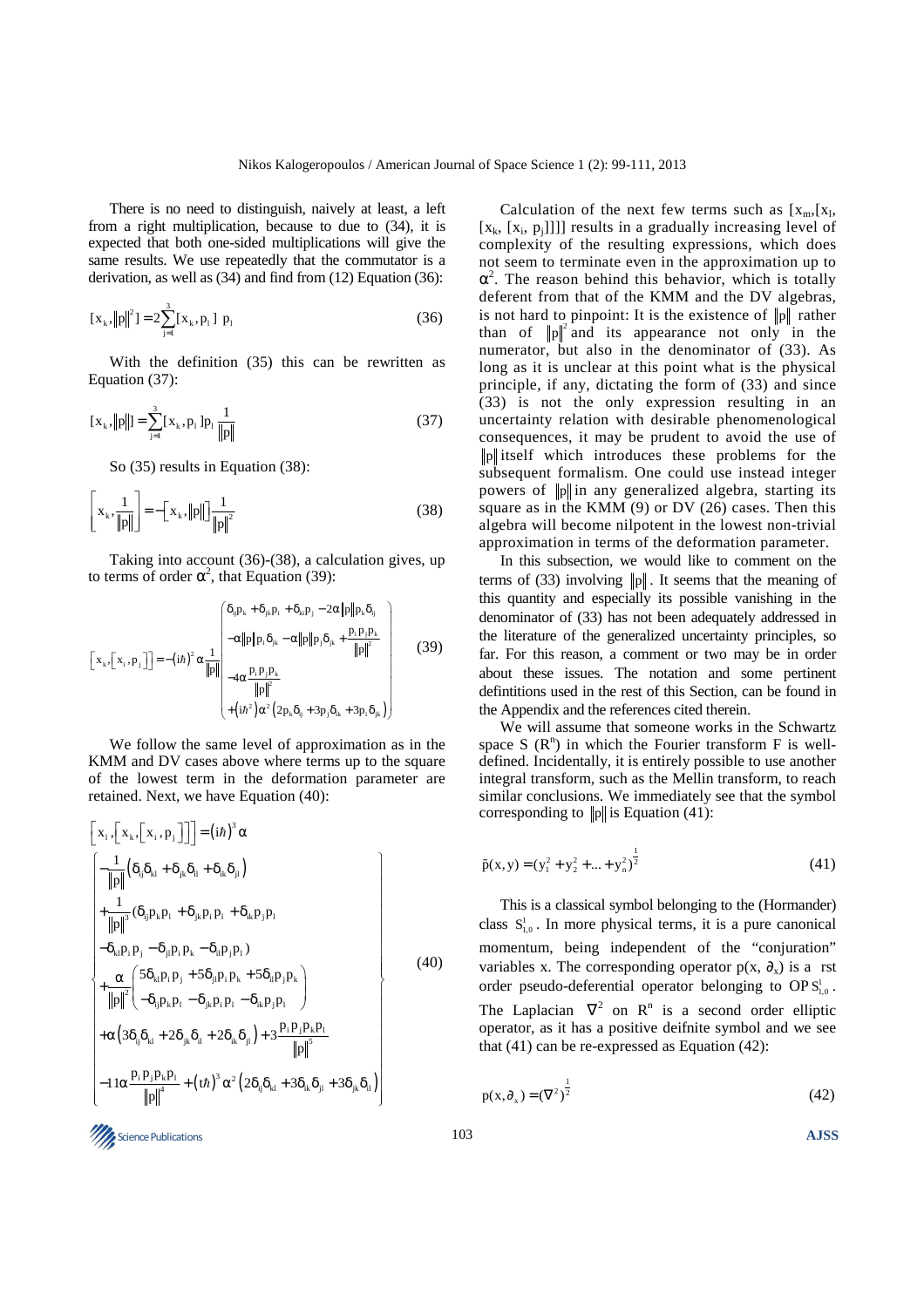There is no need to distinguish, naively at least, a left from a right multiplication, because to due to (34), it is expected that both one-sided multiplications will give the same results. We use repeatedly that the commutator is a derivation, as well as (34) and find from (12) Equation (36):

$$[x_k, \|p\|^2] = 2\sum_{j=1}^{3}[x_k, p_j]\; p_j \tag{36}$$

With the definition (35) this can be rewritten as Equation (37):

$$[x_k, \|p\|] = \sum_{j=1}^{3}[x_k, p_j]p_j \frac{1}{\|p\|} \tag{37}$$

So (35) results in Equation (38):

$$\left[x_k, \frac{1}{\|p\|}\right] = -\left[x_k, \|p\|\right]\frac{1}{\|p\|^2} \tag{38}$$

Taking into account (36)-(38), a calculation gives, up to terms of order $\alpha^2$, that Equation (39):

$$\left[x_k, \left[x_i, p_j\right]\right] = -(i\hbar)^2 \alpha \frac{1}{\|p\|}\begin{pmatrix} \delta_{ij}p_k + \delta_{jk}p_i + \delta_{ki}p_j - 2\alpha\|p\|p_k\delta_{ij} \\ -\alpha\|p\|p_i\delta_{jk} - \alpha\|p\|p_j\delta_{ik} + \frac{p_i p_j p_k}{\|p\|^2} \\ -4\alpha\frac{p_i p_j p_k}{\|p\|^2} \\ +(i\hbar^2)\alpha^2\left(2p_k\delta_{ij} + 3p_j\delta_{ik} + 3p_i\delta_{jk}\right) \end{pmatrix} \tag{39}$$

We follow the same level of approximation as in the KMM and DV cases above where terms up to the square of the lowest term in the deformation parameter are retained. Next, we have Equation (40):

$$\left[x_l, \left[x_k, \left[x_i, p_j\right]\right]\right] = (i\hbar)^3 \alpha \left\{\begin{aligned} &-\frac{1}{\|p\|}\left(\delta_{ij}\delta_{kl} + \delta_{jk}\delta_{il} + \delta_{ik}\delta_{jl}\right) \\ &+\frac{1}{\|p\|^3}(\delta_{ij}p_k p_l + \delta_{jk}p_i p_l + \delta_{ik}p_j p_l \\ &-\delta_{kl}p_i p_j - \delta_{jl}p_i p_k - \delta_{il}p_j p_l) \\ &+\frac{\alpha}{\|p\|^2}\begin{pmatrix} 5\delta_{kl}p_i p_j + 5\delta_{jl}p_i p_k + 5\delta_{il}p_j p_k \\ -\delta_{ij}p_k p_l - \delta_{jk}p_i p_l - \delta_{ik}p_j p_l \end{pmatrix} \\ &+\alpha\left(3\delta_{ij}\delta_{kl} + 2\delta_{jk}\delta_{il} + 2\delta_{ik}\delta_{jl}\right) + 3\frac{p_i p_j p_k p_l}{\|p\|^5} \\ &-11\alpha\frac{p_i p_j p_k p_l}{\|p\|^4} + (t\hbar)^3\alpha^2\left(2\delta_{ij}\delta_{kl} + 3\delta_{ik}\delta_{jl} + 3\delta_{jk}\delta_{il}\right) \end{aligned}\right\} \tag{40}$$

Calculation of the next few terms such as $[x_m, [x_l, [x_k, [x_i, p_j]]]]$ results in a gradually increasing level of complexity of the resulting expressions, which does not seem to terminate even in the approximation up to $\alpha^2$. The reason behind this behavior, which is totally deferent from that of the KMM and the DV algebras, is not hard to pinpoint: It is the existence of $\|p\|$ rather than of $\|p\|^2$ and its appearance not only in the numerator, but also in the denominator of (33). As long as it is unclear at this point what is the physical principle, if any, dictating the form of (33) and since (33) is not the only expression resulting in an uncertainty relation with desirable phenomenological consequences, it may be prudent to avoid the use of $\|p\|$ itself which introduces these problems for the subsequent formalism. One could use instead integer powers of $\|p\|$ in any generalized algebra, starting its square as in the KMM (9) or DV (26) cases. Then this algebra will become nilpotent in the lowest non-trivial approximation in terms of the deformation parameter.

In this subsection, we would like to comment on the terms of (33) involving $\|p\|$. It seems that the meaning of this quantity and especially its possible vanishing in the denominator of (33) has not been adequately addressed in the literature of the generalized uncertainty principles, so far. For this reason, a comment or two may be in order about these issues. The notation and some pertinent defintitions used in the rest of this Section, can be found in the Appendix and the references cited therein.

We will assume that someone works in the Schwartz space $S(R^n)$ in which the Fourier transform F is well-defined. Incidentally, it is entirely possible to use another integral transform, such as the Mellin transform, to reach similar conclusions. We immediately see that the symbol corresponding to $\|p\|$ is Equation (41):

$$\tilde{p}(x, y) = (y_1^2 + y_2^2 + \ldots + y_n^2)^{\frac{1}{2}} \tag{41}$$

This is a classical symbol belonging to the (Hormander) class $S^1_{1,0}$. In more physical terms, it is a pure canonical momentum, being independent of the "conjuration" variables x. The corresponding operator $p(x, \partial_x)$ is a rst order pseudo-deferential operator belonging to $OP\,S^1_{1,0}$. The Laplacian $\nabla^2$ on $R^n$ is a second order elliptic operator, as it has a positive deifnite symbol and we see that (41) can be re-expressed as Equation (42):

$$p(x, \partial_x) = (\nabla^2)^{\frac{1}{2}} \tag{42}$$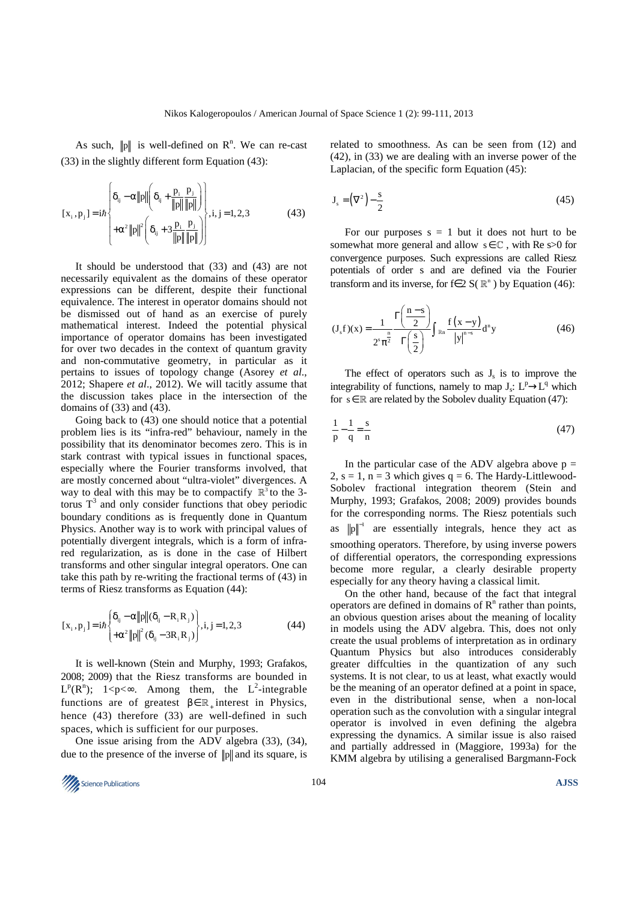As such, $\|p\|$ is well-defined on $R^n$. We can re-cast (33) in the slightly different form Equation (43):

$$[x_i, p_j] = i\hbar \left\{ \begin{array}{l} \delta_{ij} - \alpha \|p\| \left( \delta_{ij} + \frac{p_i}{\|p\|} \frac{p_j}{\|p\|} \right) \\ + \alpha^2 \|p\|^2 \left( \delta_{ij} + 3 \frac{p_i}{\|p\|} \frac{p_j}{\|p\|} \right) \end{array} \right\}, i, j = 1, 2, 3 \tag{43}$$

It should be understood that (33) and (43) are not necessarily equivalent as the domains of these operator expressions can be different, despite their functional equivalence. The interest in operator domains should not be dismissed out of hand as an exercise of purely mathematical interest. Indeed the potential physical importance of operator domains has been investigated for over two decades in the context of quantum gravity and non-commutative geometry, in particular as it pertains to issues of topology change (Asorey *et al*., 2012; Shapere *et al*., 2012). We will tacitly assume that the discussion takes place in the intersection of the domains of (33) and (43).

Going back to (43) one should notice that a potential problem lies is its "infra-red" behaviour, namely in the possibility that its denominator becomes zero. This is in stark contrast with typical issues in functional spaces, especially where the Fourier transforms involved, that are mostly concerned about "ultra-violet" divergences. A way to deal with this may be to compactify $\mathbb{R}^3$ to the 3-torus $T^3$ and only consider functions that obey periodic boundary conditions as is frequently done in Quantum Physics. Another way is to work with principal values of potentially divergent integrals, which is a form of infra-red regularization, as is done in the case of Hilbert transforms and other singular integral operators. One can take this path by re-writing the fractional terms of (43) in terms of Riesz transforms as Equation (44):

$$[x_i, p_j] = i\hbar \left\{ \begin{array}{l} \delta_{ij} - \alpha \|p\| (\delta_{ij} - R_i R_j) \\ + \alpha^2 \|p\|^2 (\delta_{ij} - 3 R_i R_j) \end{array} \right\}, i, j = 1, 2, 3 \tag{44}$$

It is well-known (Stein and Murphy, 1993; Grafakos, 2008; 2009) that the Riesz transforms are bounded in $L^p(R^n)$; $1<p<\infty$. Among them, the $L^2$-integrable functions are of greatest $\beta \in \mathbb{R}_+$ interest in Physics, hence (43) therefore (33) are well-defined in such spaces, which is sufficient for our purposes.

One issue arising from the ADV algebra (33), (34), due to the presence of the inverse of $\|p\|$ and its square, is related to smoothness. As can be seen from (12) and (42), in (33) we are dealing with an inverse power of the Laplacian, of the specific form Equation (45):

$$J_s = \left(\nabla^2\right)^{-\frac{s}{2}} \tag{45}$$

For our purposes $s = 1$ but it does not hurt to be somewhat more general and allow $s \in \mathbb{C}$, with Re $s>0$ for convergence purposes. Such expressions are called Riesz potentials of order s and are defined via the Fourier transform and its inverse, for $f \in 2\ S(\mathbb{R}^n)$ by Equation (46):

$$(J_s f)(x) = \frac{1}{2^s \pi^{\frac{n}{2}}} \frac{\Gamma\left(\frac{n-s}{2}\right)}{\Gamma\left(\frac{s}{2}\right)} \int_{\mathbb{R}n} \frac{f(x-y)}{|y|^{n-s}} d^n y \tag{46}$$

The effect of operators such as $J_s$ is to improve the integrability of functions, namely to map $J_s$: $L^p \rightarrow L^q$ which for $s \in \mathbb{R}$ are related by the Sobolev duality Equation (47):

$$\frac{1}{p} - \frac{1}{q} = \frac{s}{n} \tag{47}$$

In the particular case of the ADV algebra above $p = 2$, $s = 1$, $n = 3$ which gives $q = 6$. The Hardy-Littlewood-Sobolev fractional integration theorem (Stein and Murphy, 1993; Grafakos, 2008; 2009) provides bounds for the corresponding norms. The Riesz potentials such as $\|p\|^{-1}$ are essentially integrals, hence they act as smoothing operators. Therefore, by using inverse powers of differential operators, the corresponding expressions become more regular, a clearly desirable property especially for any theory having a classical limit.

On the other hand, because of the fact that integral operators are defined in domains of $R^n$ rather than points, an obvious question arises about the meaning of locality in models using the ADV algebra. This, does not only create the usual problems of interpretation as in ordinary Quantum Physics but also introduces considerably greater diffculties in the quantization of any such systems. It is not clear, to us at least, what exactly would be the meaning of an operator defined at a point in space, even in the distributional sense, when a non-local operation such as the convolution with a singular integral operator is involved in even defining the algebra expressing the dynamics. A similar issue is also raised and partially addressed in (Maggiore, 1993a) for the KMM algebra by utilising a generalised Bargmann-Fock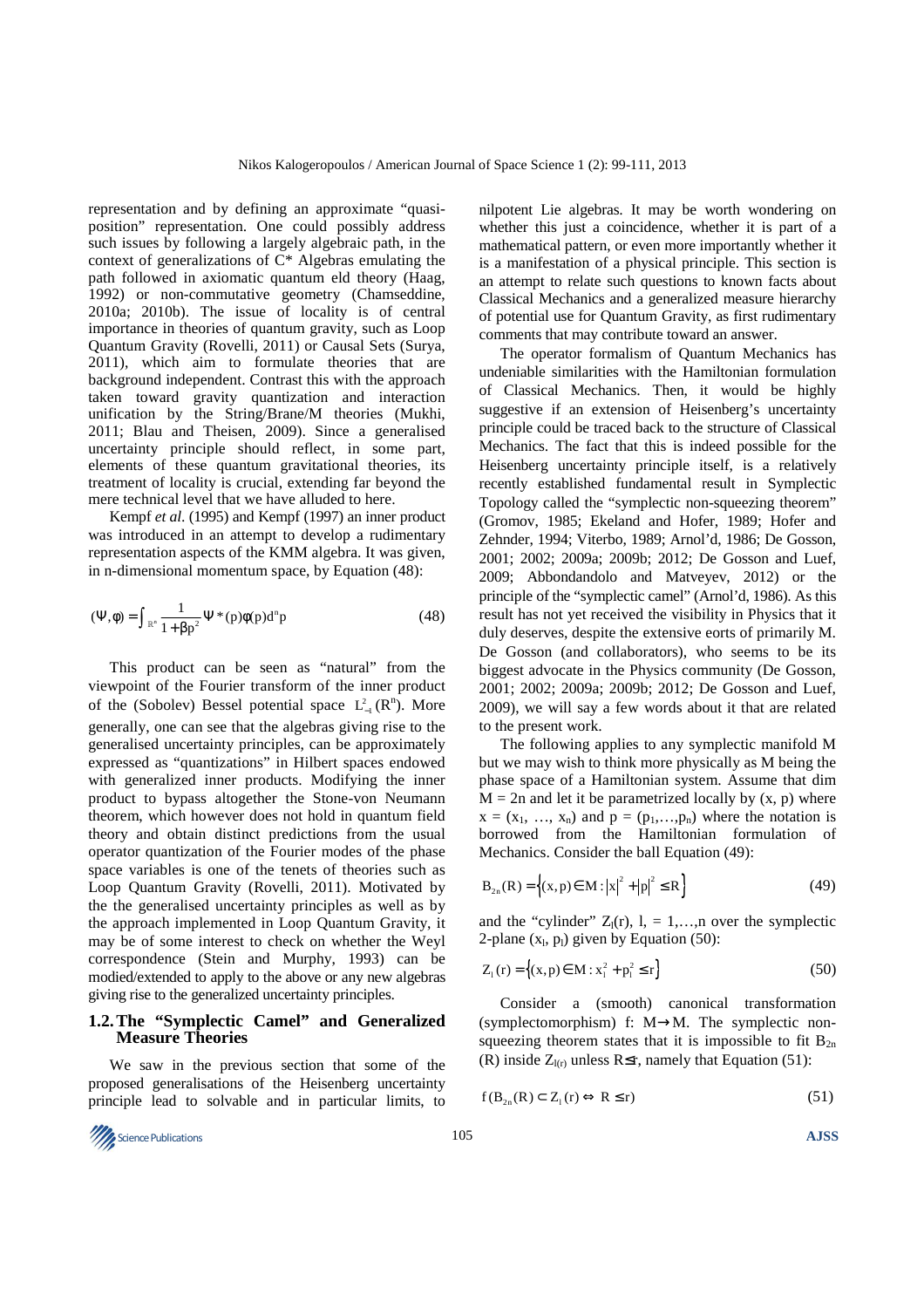representation and by defining an approximate "quasi-position" representation. One could possibly address such issues by following a largely algebraic path, in the context of generalizations of C* Algebras emulating the path followed in axiomatic quantum eld theory (Haag, 1992) or non-commutative geometry (Chamseddine, 2010a; 2010b). The issue of locality is of central importance in theories of quantum gravity, such as Loop Quantum Gravity (Rovelli, 2011) or Causal Sets (Surya, 2011), which aim to formulate theories that are background independent. Contrast this with the approach taken toward gravity quantization and interaction unification by the String/Brane/M theories (Mukhi, 2011; Blau and Theisen, 2009). Since a generalised uncertainty principle should reflect, in some part, elements of these quantum gravitational theories, its treatment of locality is crucial, extending far beyond the mere technical level that we have alluded to here.

Kempf *et al*. (1995) and Kempf (1997) an inner product was introduced in an attempt to develop a rudimentary representation aspects of the KMM algebra. It was given, in n-dimensional momentum space, by Equation (48):

$$(\Psi, \phi) = \int_{\mathbb{R}^n} \frac{1}{1+\beta p^2} \Psi^*(p)\phi(p) d^n p \tag{48}$$

This product can be seen as "natural" from the viewpoint of the Fourier transform of the inner product of the (Sobolev) Bessel potential space $L^2_{-1}(\mathbb{R}^n)$. More generally, one can see that the algebras giving rise to the generalised uncertainty principles, can be approximately expressed as "quantizations" in Hilbert spaces endowed with generalized inner products. Modifying the inner product to bypass altogether the Stone-von Neumann theorem, which however does not hold in quantum field theory and obtain distinct predictions from the usual operator quantization of the Fourier modes of the phase space variables is one of the tenets of theories such as Loop Quantum Gravity (Rovelli, 2011). Motivated by the the generalised uncertainty principles as well as by the approach implemented in Loop Quantum Gravity, it may be of some interest to check on whether the Weyl correspondence (Stein and Murphy, 1993) can be modied/extended to apply to the above or any new algebras giving rise to the generalized uncertainty principles.

## 1.2. The "Symplectic Camel" and Generalized Measure Theories

We saw in the previous section that some of the proposed generalisations of the Heisenberg uncertainty principle lead to solvable and in particular limits, to nilpotent Lie algebras. It may be worth wondering on whether this just a coincidence, whether it is part of a mathematical pattern, or even more importantly whether it is a manifestation of a physical principle. This section is an attempt to relate such questions to known facts about Classical Mechanics and a generalized measure hierarchy of potential use for Quantum Gravity, as first rudimentary comments that may contribute toward an answer.

The operator formalism of Quantum Mechanics has undeniable similarities with the Hamiltonian formulation of Classical Mechanics. Then, it would be highly suggestive if an extension of Heisenberg's uncertainty principle could be traced back to the structure of Classical Mechanics. The fact that this is indeed possible for the Heisenberg uncertainty principle itself, is a relatively recently established fundamental result in Symplectic Topology called the "symplectic non-squeezing theorem" (Gromov, 1985; Ekeland and Hofer, 1989; Hofer and Zehnder, 1994; Viterbo, 1989; Arnol'd, 1986; De Gosson, 2001; 2002; 2009a; 2009b; 2012; De Gosson and Luef, 2009; Abbondandolo and Matveyev, 2012) or the principle of the "symplectic camel" (Arnol'd, 1986). As this result has not yet received the visibility in Physics that it duly deserves, despite the extensive eorts of primarily M. De Gosson (and collaborators), who seems to be its biggest advocate in the Physics community (De Gosson, 2001; 2002; 2009a; 2009b; 2012; De Gosson and Luef, 2009), we will say a few words about it that are related to the present work.

The following applies to any symplectic manifold M but we may wish to think more physically as M being the phase space of a Hamiltonian system. Assume that dim $M = 2n$ and let it be parametrized locally by $(x, p)$ where $x = (x_1, \ldots, x_n)$ and $p = (p_1, \ldots, p_n)$ where the notation is borrowed from the Hamiltonian formulation of Mechanics. Consider the ball Equation (49):

$$B_{2n}(R) = \left\{ (x,p) \in M : |x|^2 + |p|^2 \leq R \right\} \tag{49}$$

and the "cylinder" $Z_l(r)$, $l = 1, \ldots, n$ over the symplectic 2-plane $(x_l, p_l)$ given by Equation (50):

$$Z_l(r) = \left\{ (x,p) \in M : x_l^2 + p_l^2 \leq r \right\} \tag{50}$$

Consider a (smooth) canonical transformation (symplectomorphism) $f: M \rightarrow M$. The symplectic non-squeezing theorem states that it is impossible to fit $B_{2n}(R)$ inside $Z_{l(r)}$ unless $R \leq r$, namely that Equation (51):

$$f(B_{2n}(R) \subset Z_l(r) \Leftrightarrow R \leq r) \tag{51}$$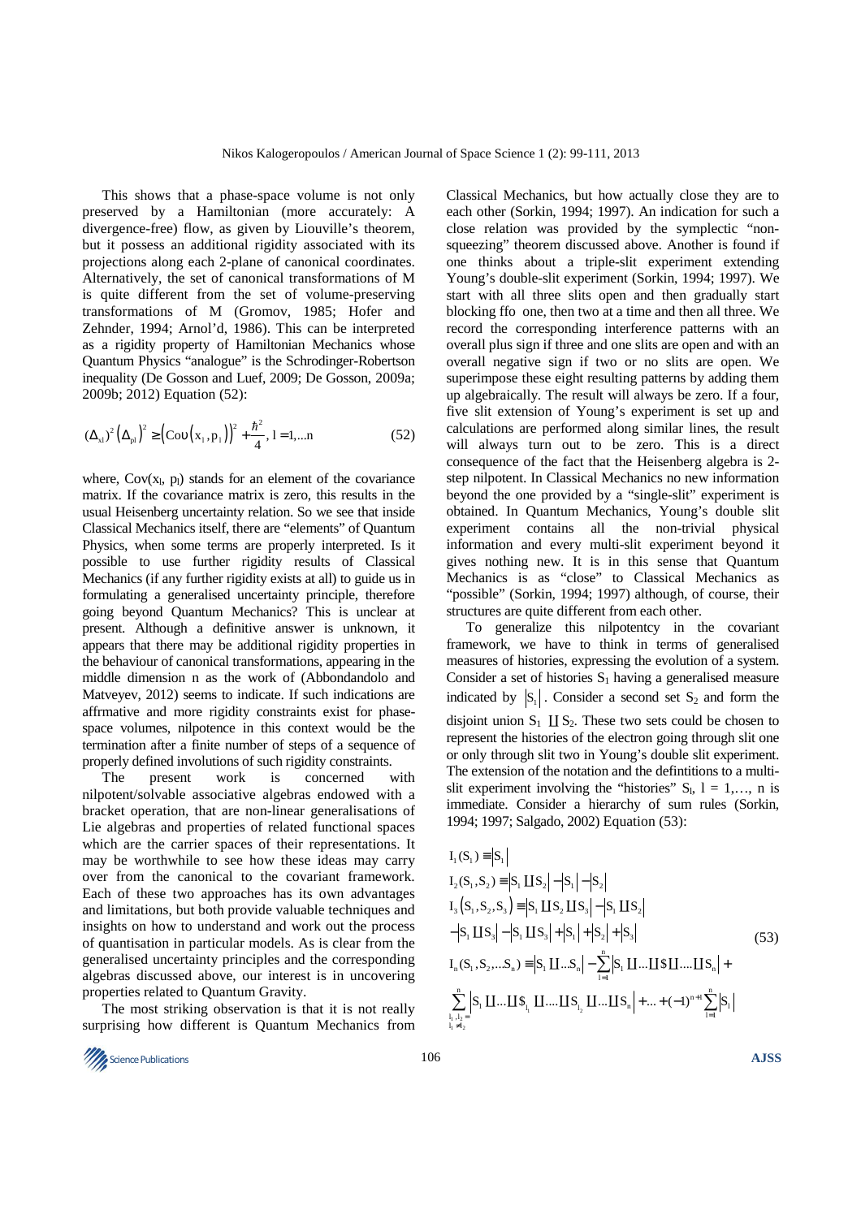This shows that a phase-space volume is not only preserved by a Hamiltonian (more accurately: A divergence-free) flow, as given by Liouville's theorem, but it possess an additional rigidity associated with its projections along each 2-plane of canonical coordinates. Alternatively, the set of canonical transformations of M is quite different from the set of volume-preserving transformations of M (Gromov, 1985; Hofer and Zehnder, 1994; Arnol'd, 1986). This can be interpreted as a rigidity property of Hamiltonian Mechanics whose Quantum Physics "analogue" is the Schrodinger-Robertson inequality (De Gosson and Luef, 2009; De Gosson, 2009a; 2009b; 2012) Equation (52):

$$(\Delta_{xl})^2 \left(\Delta_{pl}\right)^2 \geq \left(\mathrm{Cov}\left(x_l, p_l\right)\right)^2 + \frac{\hbar^2}{4},\ l = 1, \ldots n \tag{52}$$

where, $\mathrm{Cov}(x_l, p_l)$ stands for an element of the covariance matrix. If the covariance matrix is zero, this results in the usual Heisenberg uncertainty relation. So we see that inside Classical Mechanics itself, there are "elements" of Quantum Physics, when some terms are properly interpreted. Is it possible to use further rigidity results of Classical Mechanics (if any further rigidity exists at all) to guide us in formulating a generalised uncertainty principle, therefore going beyond Quantum Mechanics? This is unclear at present. Although a definitive answer is unknown, it appears that there may be additional rigidity properties in the behaviour of canonical transformations, appearing in the middle dimension n as the work of (Abbondandolo and Matveyev, 2012) seems to indicate. If such indications are affrmative and more rigidity constraints exist for phase-space volumes, nilpotence in this context would be the termination after a finite number of steps of a sequence of properly defined involutions of such rigidity constraints.

The present work is concerned with nilpotent/solvable associative algebras endowed with a bracket operation, that are non-linear generalisations of Lie algebras and properties of related functional spaces which are the carrier spaces of their representations. It may be worthwhile to see how these ideas may carry over from the canonical to the covariant framework. Each of these two approaches has its own advantages and limitations, but both provide valuable techniques and insights on how to understand and work out the process of quantisation in particular models. As is clear from the generalised uncertainty principles and the corresponding algebras discussed above, our interest is in uncovering properties related to Quantum Gravity.

The most striking observation is that it is not really surprising how different is Quantum Mechanics from Classical Mechanics, but how actually close they are to each other (Sorkin, 1994; 1997). An indication for such a close relation was provided by the symplectic "non-squeezing" theorem discussed above. Another is found if one thinks about a triple-slit experiment extending Young's double-slit experiment (Sorkin, 1994; 1997). We start with all three slits open and then gradually start blocking ffo one, then two at a time and then all three. We record the corresponding interference patterns with an overall plus sign if three and one slits are open and with an overall negative sign if two or no slits are open. We superimpose these eight resulting patterns by adding them up algebraically. The result will always be zero. If a four, five slit extension of Young's experiment is set up and calculations are performed along similar lines, the result will always turn out to be zero. This is a direct consequence of the fact that the Heisenberg algebra is 2-step nilpotent. In Classical Mechanics no new information beyond the one provided by a "single-slit" experiment is obtained. In Quantum Mechanics, Young's double slit experiment contains all the non-trivial physical information and every multi-slit experiment beyond it gives nothing new. It is in this sense that Quantum Mechanics is as "close" to Classical Mechanics as "possible" (Sorkin, 1994; 1997) although, of course, their structures are quite different from each other.

To generalize this nilpotentcy in the covariant framework, we have to think in terms of generalised measures of histories, expressing the evolution of a system. Consider a set of histories $S_1$ having a generalised measure indicated by $|S_1|$. Consider a second set $S_2$ and form the disjoint union $S_1 \amalg S_2$. These two sets could be chosen to represent the histories of the electron going through slit one or only through slit two in Young's double slit experiment. The extension of the notation and the defintitions to a multi-slit experiment involving the "histories" $S_l$, $l = 1, \ldots, n$ is immediate. Consider a hierarchy of sum rules (Sorkin, 1994; 1997; Salgado, 2002) Equation (53):

$$\begin{aligned}
& I_1(S_1) \equiv |S_1| \\
& I_2(S_1, S_2) \equiv |S_1 \amalg S_2| - |S_1| - |S_2| \\
& I_3(S_1, S_2, S_3) \equiv |S_1 \amalg S_2 \amalg S_3| - |S_1 \amalg S_2| \\
& - |S_1 \amalg S_3| - |S_1 \amalg S_3| + |S_1| + |S_2| + |S_3| \\
& I_n(S_1, S_2, \ldots S_n) \equiv |S_1 \amalg \ldots S_n| - \sum_{l=1}^{n} |S_1 \amalg \ldots \amalg \$ \amalg \ldots \amalg S_n| + \\
& \sum_{\substack{l_1, l_2 = \\ l_1 \neq l_2}}^{n} |S_1 \amalg \ldots \amalg \$_{l_1} \amalg \ldots \amalg S_{l_2} \amalg \ldots \amalg S_n| + \ldots + (-1)^{n+1} \sum_{l=1}^{n} |S_l|
\end{aligned} \tag{53}$$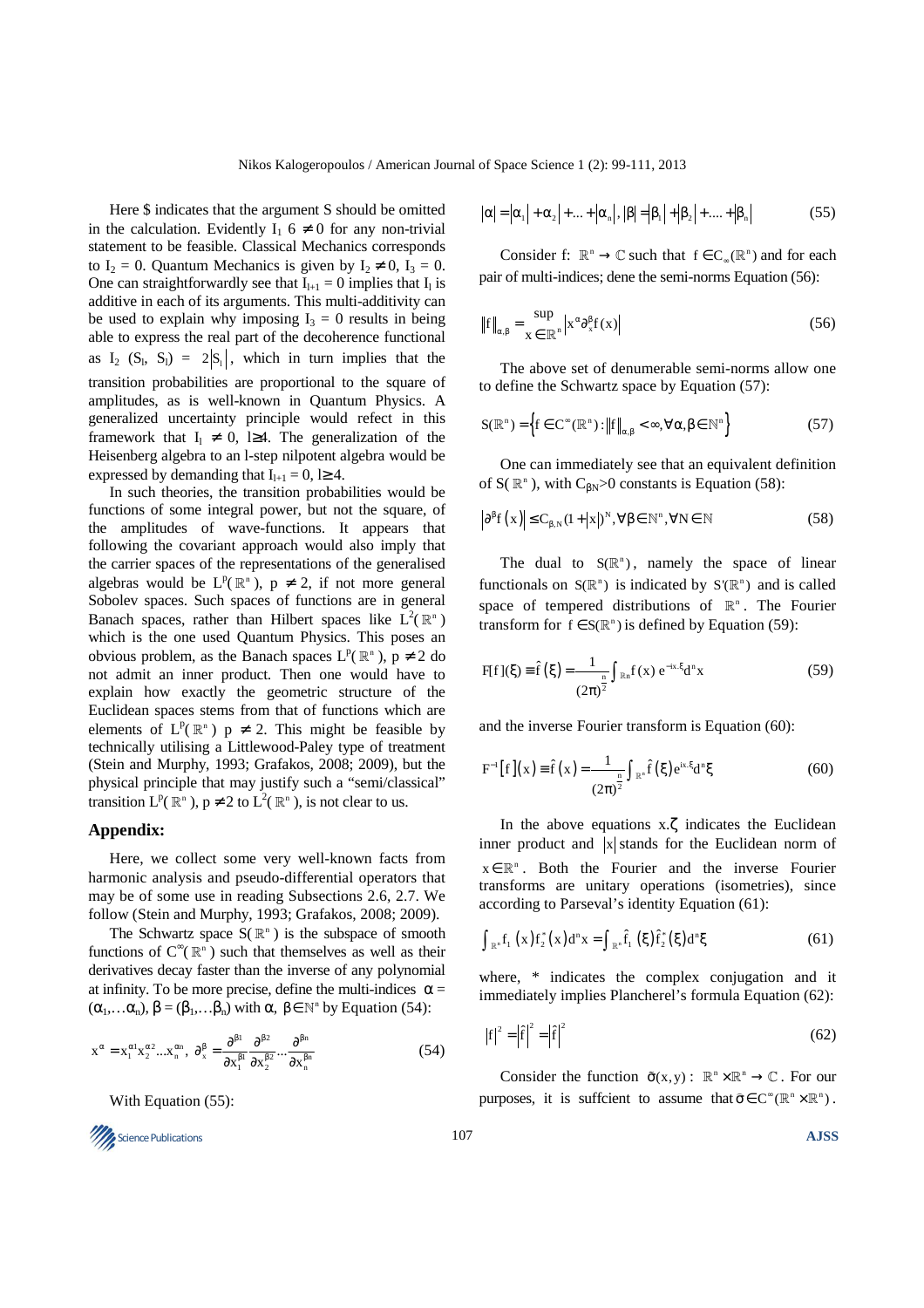Here $ indicates that the argument S should be omitted in the calculation. Evidently $I_1 \neq 0$ for any non-trivial statement to be feasible. Classical Mechanics corresponds to $I_2 = 0$. Quantum Mechanics is given by $I_2 \neq 0$, $I_3 = 0$. One can straightforwardly see that $I_{l+1} = 0$ implies that $I_l$ is additive in each of its arguments. This multi-additivity can be used to explain why imposing $I_3 = 0$ results in being able to express the real part of the decoherence functional as $I_2$ $(S_l, S_l) = 2|S_l|$, which in turn implies that the transition probabilities are proportional to the square of amplitudes, as is well-known in Quantum Physics. A generalized uncertainty principle would refect in this framework that $I_l \neq 0$, $l\geq 4$. The generalization of the Heisenberg algebra to an l-step nilpotent algebra would be expressed by demanding that $I_{l+1} = 0$, $l\geq 4$.

In such theories, the transition probabilities would be functions of some integral power, but not the square, of the amplitudes of wave-functions. It appears that following the covariant approach would also imply that the carrier spaces of the representations of the generalised algebras would be $L^p(\mathbb{R}^n)$, $p \neq 2$, if not more general Sobolev spaces. Such spaces of functions are in general Banach spaces, rather than Hilbert spaces like $L^2(\mathbb{R}^n)$ which is the one used Quantum Physics. This poses an obvious problem, as the Banach spaces $L^p(\mathbb{R}^n)$, $p \neq 2$ do not admit an inner product. Then one would have to explain how exactly the geometric structure of the Euclidean spaces stems from that of functions which are elements of $L^p(\mathbb{R}^n)$ $p \neq 2$. This might be feasible by technically utilising a Littlewood-Paley type of treatment (Stein and Murphy, 1993; Grafakos, 2008; 2009), but the physical principle that may justify such a "semi/classical" transition $L^p(\mathbb{R}^n)$, $p \neq 2$ to $L^2(\mathbb{R}^n)$, is not clear to us.

## Appendix:

Here, we collect some very well-known facts from harmonic analysis and pseudo-differential operators that may be of some use in reading Subsections 2.6, 2.7. We follow (Stein and Murphy, 1993; Grafakos, 2008; 2009).

The Schwartz space $S(\mathbb{R}^n)$ is the subspace of smooth functions of $C^\infty(\mathbb{R}^n)$ such that themselves as well as their derivatives decay faster than the inverse of any polynomial at infinity. To be more precise, define the multi-indices $\alpha = (\alpha_1,\ldots\alpha_n)$, $\beta = (\beta_1,\ldots\beta_n)$ with $\alpha, \beta \in \mathbb{N}^n$ by Equation (54):

$$x^\alpha = x_1^{\alpha_1} x_2^{\alpha_2} \ldots x_n^{\alpha_n},\ \partial_x^\beta = \frac{\partial^{\beta_1}}{\partial x_1^{\beta_1}} \frac{\partial^{\beta_2}}{\partial x_2^{\beta_2}} \cdots \frac{\partial^{\beta_n}}{\partial x_n^{\beta_n}} \tag{54}$$

With Equation (55):

$$|\alpha| = |\alpha_1| + \alpha_2| + \ldots + |\alpha_n|,\ |\beta| = |\beta_1| + |\beta_2| + \ldots + |\beta_n| \tag{55}$$

Consider $f: \mathbb{R}^n \to \mathbb{C}$ such that $f \in C_\infty(\mathbb{R}^n)$ and for each pair of multi-indices; dene the semi-norms Equation (56):

$$\|f\|_{\alpha,\beta} = \sup_{x \in \mathbb{R}^n} |x^\alpha \partial_x^\beta f(x)| \tag{56}$$

The above set of denumerable semi-norms allow one to define the Schwartz space by Equation (57):

$$S(\mathbb{R}^n) = \left\{ f \in C^\infty(\mathbb{R}^n) : \|f\|_{\alpha,\beta} < \infty, \forall \alpha, \beta \in \mathbb{N}^n \right\} \tag{57}$$

One can immediately see that an equivalent definition of $S(\mathbb{R}^n)$, with $C_{\beta N}>0$ constants is Equation (58):

$$|\partial^\beta f(x)| \leq C_{\beta,N}(1+|x|)^N, \forall \beta \in \mathbb{N}^n, \forall N \in \mathbb{N} \tag{58}$$

The dual to $S(\mathbb{R}^n)$, namely the space of linear functionals on $S(\mathbb{R}^n)$ is indicated by $S'(\mathbb{R}^n)$ and is called space of tempered distributions of $\mathbb{R}^n$. The Fourier transform for $f \in S(\mathbb{R}^n)$ is defined by Equation (59):

$$F[f](\xi) \equiv \hat{f}(\xi) = \frac{1}{(2\pi)^{\frac{n}{2}}} \int_{\mathbb{R}^n} f(x)\, e^{-ix.\xi} d^n x \tag{59}$$

and the inverse Fourier transform is Equation (60):

$$F^{-1}[f](x) \equiv \hat{f}(x) = \frac{1}{(2\pi)^{\frac{n}{2}}} \int_{\mathbb{R}^n} \hat{f}(\xi) e^{ix.\xi} d^n \xi \tag{60}$$

In the above equations $x.\zeta$ indicates the Euclidean inner product and $|x|$ stands for the Euclidean norm of $x \in \mathbb{R}^n$. Both the Fourier and the inverse Fourier transforms are unitary operations (isometries), since according to Parseval's identity Equation (61):

$$\int_{\mathbb{R}^n} f_1(x) f_2^*(x) d^n x = \int_{\mathbb{R}^n} \hat{f}_1(\xi) \hat{f}_2^*(\xi) d^n \xi \tag{61}$$

where, * indicates the complex conjugation and it immediately implies Plancherel's formula Equation (62):

$$|f|^2 = |\hat{f}|^2 = |\hat{f}|^2 \tag{62}$$

Consider the function $\sigma(x, y): \mathbb{R}^n \times \mathbb{R}^n \to \mathbb{C}$. For our purposes, it is suffcient to assume that $\sigma \in C^\infty(\mathbb{R}^n \times \mathbb{R}^n)$.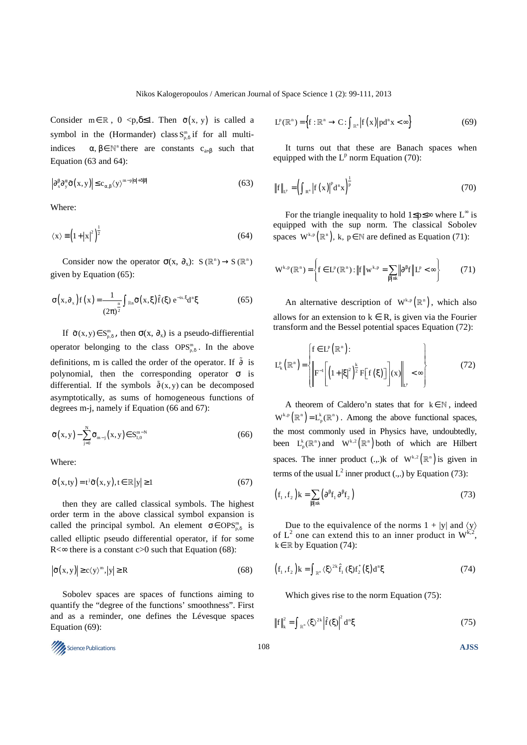Consider $m \in \mathbb{R}$, $0 < p, \delta \leq 1$. Then $\sigma(x, y)$ is called a symbol in the (Hormander) class $S^m_{p,\delta}$ if for all multi-indices $\alpha, \beta \in \mathbb{N}^n$ there are constants $c_{a,\beta}$ such that Equation (63 and 64):

$$\left|\partial^\beta_x \partial^\alpha_y \tilde{\sigma}(x, y)\right| \leq c_{\alpha,\beta} \langle y \rangle^{m - p|\alpha| + \delta|\beta|} \tag{63}$$

Where:

$$\langle x \rangle \equiv \left(1 + |x|^2\right)^{\frac{1}{2}} \tag{64}$$

Consider now the operator $\sigma(x, \partial_x)$: $S(\mathbb{R}^n) \rightarrow S(\mathbb{R}^n)$ given by Equation (65):

$$\sigma(x, \partial_x) f(x) = \frac{1}{(2\pi)^{\frac{n}{2}}} \int_{\mathbb{R}^n} \tilde{\sigma}(x, \xi) \hat{f}(\xi)\, e^{-ix.\xi} d^n\xi \tag{65}$$

If $\tilde{\sigma}(x, y) \in S^m_{p,\delta}$, then $\sigma(x, \partial_x)$ is a pseudo-diffierential operator belonging to the class $OPS^m_{p,\delta}$. In the above definitions, m is called the order of the operator. If $\tilde{\partial}$ is polynomial, then the corresponding operator $\sigma$ is differential. If the symbols $\tilde{\partial}(x, y)$ can be decomposed asymptotically, as sums of homogeneous functions of degrees m-j, namely if Equation (66 and 67):

$$\tilde{\sigma}(x, y) - \sum_{j=0}^{N} \tilde{\sigma}_{m-j}(x, y) \in S^{m-N}_{1,0} \tag{66}$$

Where:

$$\tilde{\sigma}(x, ty) = t^j \tilde{\sigma}(x, y), t \in \mathbb{R} |y| \geq 1 \tag{67}$$

then they are called classical symbols. The highest order term in the above classical symbol expansion is called the principal symbol. An element $\sigma \in OPS^m_{p,\delta}$ is called elliptic pseudo differential operator, if for some $R < \infty$ there is a constant $c > 0$ such that Equation (68):

$$\left|\tilde{\sigma}(x, y)\right| \geq c \langle y \rangle^m, |y| \geq R \tag{68}$$

Sobolev spaces are spaces of functions aiming to quantify the "degree of the functions' smoothness". First and as a reminder, one defines the Lévesque spaces Equation (69):

$$L^p(\mathbb{R}^n) = \left\{ f : \mathbb{R}^n \rightarrow C : \int_{\mathbb{R}^n} \left|f(x)\right| p d^n x < \infty \right\} \tag{69}$$

It turns out that these are Banach spaces when equipped with the $L^p$ norm Equation (70):

$$\|f\|_{L^p} = \left( \int_{\mathbb{R}^n} \left|f(x)\right|^p d^n x \right)^{\frac{1}{p}} \tag{70}$$

For the triangle inequality to hold $1 \leq p \leq \infty$ where $L^\infty$ is equipped with the sup norm. The classical Sobolev spaces $W^{k,p}(\mathbb{R}^n)$, $k, p \in \mathbb{N}$ are defined as Equation (71):

$$W^{k,p}(\mathbb{R}^n) = \left\{ f \in L^p(\mathbb{R}^n) : \|f\| w^{k,p} = \sum_{|\beta| \leq k} \left\|\partial^\beta f\right\| L^p < \infty \right\} \tag{71}$$

An alternative description of $W^{k,p}(\mathbb{R}^n)$, which also allows for an extension to $k \in R$, is given via the Fourier transform and the Bessel potential spaces Equation (72):

$$L^p_k(\mathbb{R}^n) = \left\{ \begin{array}{l} f \in L^p(\mathbb{R}^n) : \\ \left\| F^{-1}\left[ \left(1 + |\xi|^2\right)^{\frac{k}{2}} F\left[f(\xi)\right] \right](x) \right\|_{L^p} < \infty \end{array} \right\} \tag{72}$$

A theorem of Caldero'n states that for $k \in \mathbb{N}$, indeed $W^{k,p}(\mathbb{R}^n) = L^k_p(\mathbb{R}^n)$. Among the above functional spaces, the most commonly used in Physics have, undoubtedly, been $L^k_p(\mathbb{R}^n)$ and $W^{k,2}(\mathbb{R}^n)$ both of which are Hilbert spaces. The inner product $(.,.)k$ of $W^{k,2}(\mathbb{R}^n)$ is given in terms of the usual $L^2$ inner product $(.,.)$ by Equation (73):

$$\left(f_1, f_2\right) k = \sum_{|\beta| \leq k} \left(\partial^\beta f_1\, \partial^\beta f_2\right) \tag{73}$$

Due to the equivalence of the norms $1 + |y|$ and $\langle y \rangle$ of $L^2$ one can extend this to an inner product in $W^{k,2}$, $k \in \mathbb{R}$ by Equation (74):

$$\left(f_1, f_2\right) k = \int_{\mathbb{R}^n} \langle \xi \rangle^{2k} \hat{f}_1(\xi) f_2^*(\xi) d^n\xi \tag{74}$$

Which gives rise to the norm Equation (75):

$$\|f\|_k^2 = \int_{\mathbb{R}^n} \langle \xi \rangle^{2k} \left|\hat{f}(\xi)\right|^2 d^n\xi \tag{75}$$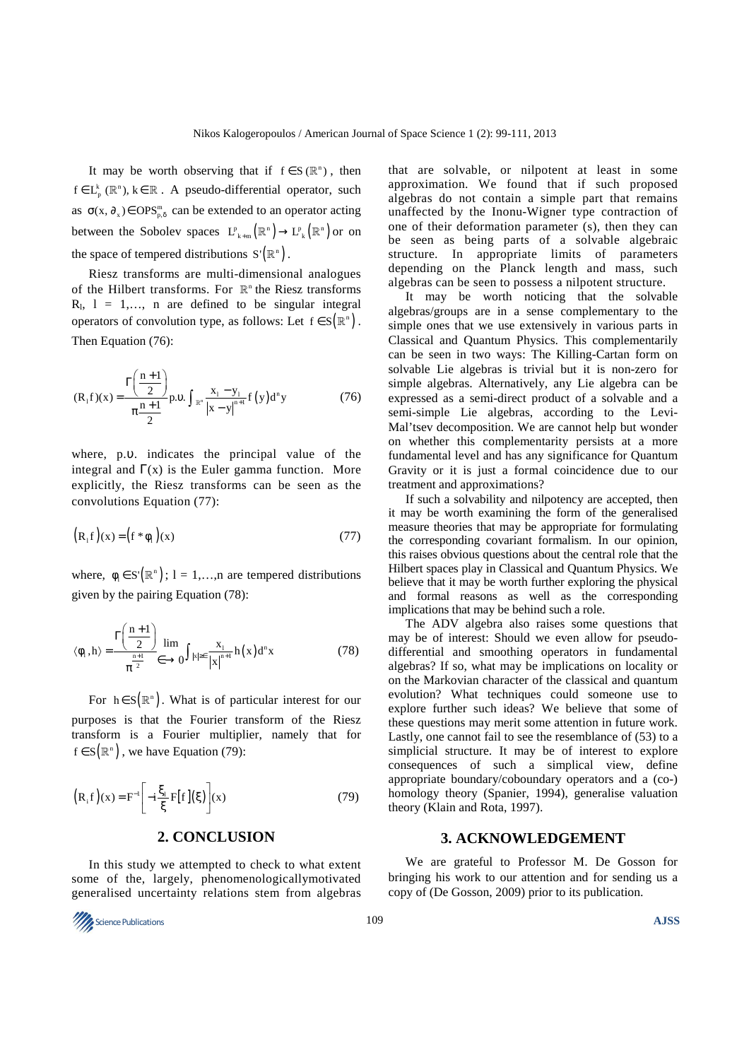It may be worth observing that if $f \in S(\mathbb{R}^n)$, then $f \in L_p^k(\mathbb{R}^n)$, $k \in \mathbb{R}$. A pseudo-differential operator, such as $\sigma(x, \partial_x) \in OPS_{\rho,\delta}^m$ can be extended to an operator acting between the Sobolev spaces $L^p_{k+m}(\mathbb{R}^n) \to L^p_k(\mathbb{R}^n)$ or on the space of tempered distributions $S'(\mathbb{R}^n)$.

Riesz transforms are multi-dimensional analogues of the Hilbert transforms. For $\mathbb{R}^n$ the Riesz transforms $R_l$, $l = 1,\ldots, n$ are defined to be singular integral operators of convolution type, as follows: Let $f \in S(\mathbb{R}^n)$. Then Equation (76):

$$(R_l f)(x) = \frac{\Gamma\left(\frac{n+1}{2}\right)}{\pi\frac{n+1}{2}} \text{p.υ.} \int_{\mathbb{R}^n} \frac{x_l - y_l}{|x-y|^{n+1}} f(y) d^n y \tag{76}$$

where, p.υ. indicates the principal value of the integral and $\Gamma(x)$ is the Euler gamma function. More explicitly, the Riesz transforms can be seen as the convolutions Equation (77):

$$(R_l f)(x) = (f * \phi_l)(x) \tag{77}$$

where, $\phi_l \in S'(\mathbb{R}^n)$; $l = 1,\ldots,n$ are tempered distributions given by the pairing Equation (78):

$$\langle \phi_l, h\rangle = \frac{\Gamma\left(\frac{n+1}{2}\right)}{\pi^{\frac{n+1}{2}}} \lim_{\in \to 0} \int_{|x| \geq \in} \frac{x_l}{|x|^{n+1}} h(x) d^n x \tag{78}$$

For $h \in S(\mathbb{R}^n)$. What is of particular interest for our purposes is that the Fourier transform of the Riesz transform is a Fourier multiplier, namely that for $f \in S(\mathbb{R}^n)$, we have Equation (79):

$$(R_l f)(x) = F^{-1}\left[-i\frac{\xi_l}{\xi} F[f](\xi)\right](x) \tag{79}$$

## 2. CONCLUSION

In this study we attempted to check to what extent some of the, largely, phenomenologicallymotivated generalised uncertainty relations stem from algebras that are solvable, or nilpotent at least in some approximation. We found that if such proposed algebras do not contain a simple part that remains unaffected by the Inonu-Wigner type contraction of one of their deformation parameter (s), then they can be seen as being parts of a solvable algebraic structure. In appropriate limits of parameters depending on the Planck length and mass, such algebras can be seen to possess a nilpotent structure.

It may be worth noticing that the solvable algebras/groups are in a sense complementary to the simple ones that we use extensively in various parts in Classical and Quantum Physics. This complementarily can be seen in two ways: The Killing-Cartan form on solvable Lie algebras is trivial but it is non-zero for simple algebras. Alternatively, any Lie algebra can be expressed as a semi-direct product of a solvable and a semi-simple Lie algebras, according to the Levi-Mal'tsev decomposition. We are cannot help but wonder on whether this complementarity persists at a more fundamental level and has any significance for Quantum Gravity or it is just a formal coincidence due to our treatment and approximations?

If such a solvability and nilpotency are accepted, then it may be worth examining the form of the generalised measure theories that may be appropriate for formulating the corresponding covariant formalism. In our opinion, this raises obvious questions about the central role that the Hilbert spaces play in Classical and Quantum Physics. We believe that it may be worth further exploring the physical and formal reasons as well as the corresponding implications that may be behind such a role.

The ADV algebra also raises some questions that may be of interest: Should we even allow for pseudo-differential and smoothing operators in fundamental algebras? If so, what may be implications on locality or on the Markovian character of the classical and quantum evolution? What techniques could someone use to explore further such ideas? We believe that some of these questions may merit some attention in future work. Lastly, one cannot fail to see the resemblance of (53) to a simplicial structure. It may be of interest to explore consequences of such a simplical view, define appropriate boundary/coboundary operators and a (co-) homology theory (Spanier, 1994), generalise valuation theory (Klain and Rota, 1997).

## 3. ACKNOWLEDGEMENT

We are grateful to Professor M. De Gosson for bringing his work to our attention and for sending us a copy of (De Gosson, 2009) prior to its publication.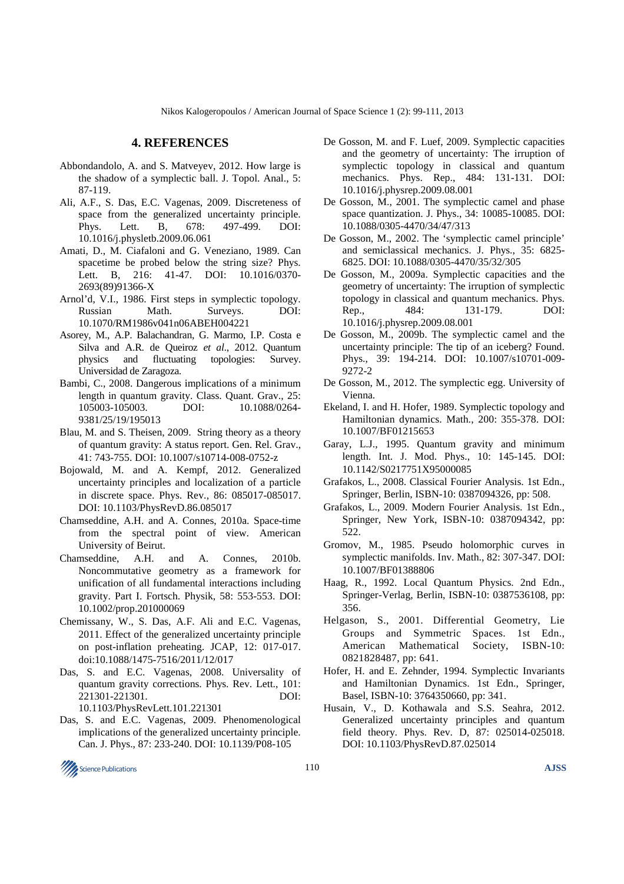## 4. REFERENCES

Abbondandolo, A. and S. Matveyev, 2012. How large is the shadow of a symplectic ball. J. Topol. Anal., 5: 87-119.

Ali, A.F., S. Das, E.C. Vagenas, 2009. Discreteness of space from the generalized uncertainty principle. Phys. Lett. B, 678: 497-499. DOI: 10.1016/j.physletb.2009.06.061

Amati, D., M. Ciafaloni and G. Veneziano, 1989. Can spacetime be probed below the string size? Phys. Lett. B, 216: 41-47. DOI: 10.1016/0370-2693(89)91366-X

Arnol'd, V.I., 1986. First steps in symplectic topology. Russian Math. Surveys. DOI: 10.1070/RM1986v041n06ABEH004221

Asorey, M., A.P. Balachandran, G. Marmo, I.P. Costa e Silva and A.R. de Queiroz *et al*., 2012. Quantum physics and fluctuating topologies: Survey. Universidad de Zaragoza.

Bambi, C., 2008. Dangerous implications of a minimum length in quantum gravity. Class. Quant. Grav., 25: 105003-105003. DOI: 10.1088/0264-9381/25/19/195013

Blau, M. and S. Theisen, 2009. String theory as a theory of quantum gravity: A status report. Gen. Rel. Grav., 41: 743-755. DOI: 10.1007/s10714-008-0752-z

Bojowald, M. and A. Kempf, 2012. Generalized uncertainty principles and localization of a particle in discrete space. Phys. Rev., 86: 085017-085017. DOI: 10.1103/PhysRevD.86.085017

Chamseddine, A.H. and A. Connes, 2010a. Space-time from the spectral point of view. American University of Beirut.

Chamseddine, A.H. and A. Connes, 2010b. Noncommutative geometry as a framework for unification of all fundamental interactions including gravity. Part I. Fortsch. Physik, 58: 553-553. DOI: 10.1002/prop.201000069

Chemissany, W., S. Das, A.F. Ali and E.C. Vagenas, 2011. Effect of the generalized uncertainty principle on post-inflation preheating. JCAP, 12: 017-017. doi:10.1088/1475-7516/2011/12/017

Das, S. and E.C. Vagenas, 2008. Universality of quantum gravity corrections. Phys. Rev. Lett., 101: 221301-221301. DOI: 10.1103/PhysRevLett.101.221301

Das, S. and E.C. Vagenas, 2009. Phenomenological implications of the generalized uncertainty principle. Can. J. Phys., 87: 233-240. DOI: 10.1139/P08-105

De Gosson, M. and F. Luef, 2009. Symplectic capacities and the geometry of uncertainty: The irruption of symplectic topology in classical and quantum mechanics. Phys. Rep., 484: 131-131. DOI: 10.1016/j.physrep.2009.08.001

De Gosson, M., 2001. The symplectic camel and phase space quantization. J. Phys., 34: 10085-10085. DOI: 10.1088/0305-4470/34/47/313

De Gosson, M., 2002. The 'symplectic camel principle' and semiclassical mechanics. J. Phys., 35: 6825-6825. DOI: 10.1088/0305-4470/35/32/305

De Gosson, M., 2009a. Symplectic capacities and the geometry of uncertainty: The irruption of symplectic topology in classical and quantum mechanics. Phys. Rep., 484: 131-179. DOI: 10.1016/j.physrep.2009.08.001

De Gosson, M., 2009b. The symplectic camel and the uncertainty principle: The tip of an iceberg? Found. Phys., 39: 194-214. DOI: 10.1007/s10701-009-9272-2

De Gosson, M., 2012. The symplectic egg. University of Vienna.

Ekeland, I. and H. Hofer, 1989. Symplectic topology and Hamiltonian dynamics. Math., 200: 355-378. DOI: 10.1007/BF01215653

Garay, L.J., 1995. Quantum gravity and minimum length. Int. J. Mod. Phys., 10: 145-145. DOI: 10.1142/S0217751X95000085

Grafakos, L., 2008. Classical Fourier Analysis. 1st Edn., Springer, Berlin, ISBN-10: 0387094326, pp: 508.

Grafakos, L., 2009. Modern Fourier Analysis. 1st Edn., Springer, New York, ISBN-10: 0387094342, pp: 522.

Gromov, M., 1985. Pseudo holomorphic curves in symplectic manifolds. Inv. Math., 82: 307-347. DOI: 10.1007/BF01388806

Haag, R., 1992. Local Quantum Physics. 2nd Edn., Springer-Verlag, Berlin, ISBN-10: 0387536108, pp: 356.

Helgason, S., 2001. Differential Geometry, Lie Groups and Symmetric Spaces. 1st Edn., American Mathematical Society, ISBN-10: 0821828487, pp: 641.

Hofer, H. and E. Zehnder, 1994. Symplectic Invariants and Hamiltonian Dynamics. 1st Edn., Springer, Basel, ISBN-10: 3764350660, pp: 341.

Husain, V., D. Kothawala and S.S. Seahra, 2012. Generalized uncertainty principles and quantum field theory. Phys. Rev. D, 87: 025014-025018. DOI: 10.1103/PhysRevD.87.025014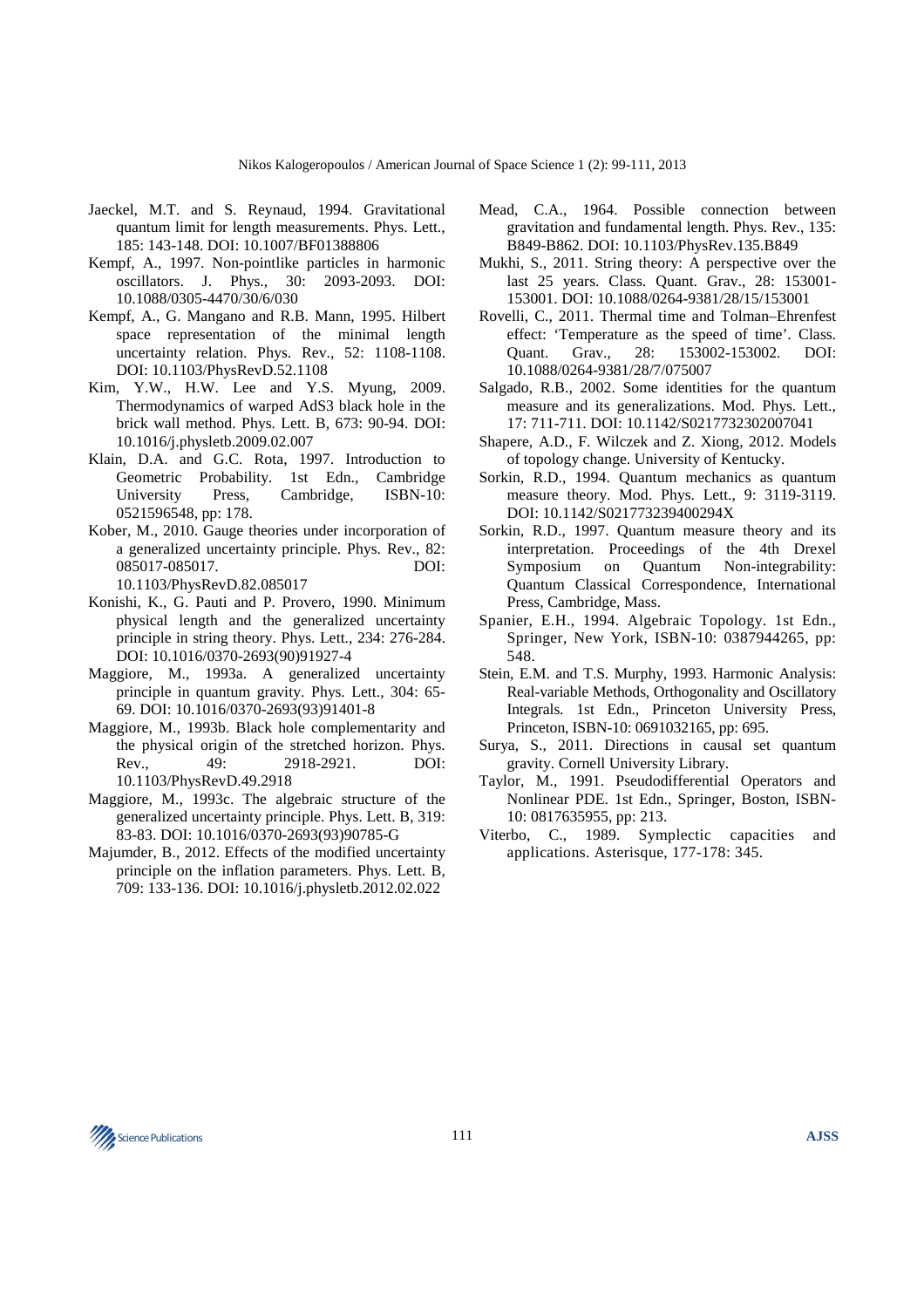Jaeckel, M.T. and S. Reynaud, 1994. Gravitational quantum limit for length measurements. Phys. Lett., 185: 143-148. DOI: 10.1007/BF01388806

Kempf, A., 1997. Non-pointlike particles in harmonic oscillators. J. Phys., 30: 2093-2093. DOI: 10.1088/0305-4470/30/6/030

Kempf, A., G. Mangano and R.B. Mann, 1995. Hilbert space representation of the minimal length uncertainty relation. Phys. Rev., 52: 1108-1108. DOI: 10.1103/PhysRevD.52.1108

Kim, Y.W., H.W. Lee and Y.S. Myung, 2009. Thermodynamics of warped AdS3 black hole in the brick wall method. Phys. Lett. B, 673: 90-94. DOI: 10.1016/j.physletb.2009.02.007

Klain, D.A. and G.C. Rota, 1997. Introduction to Geometric Probability. 1st Edn., Cambridge University Press, Cambridge, ISBN-10: 0521596548, pp: 178.

Kober, M., 2010. Gauge theories under incorporation of a generalized uncertainty principle. Phys. Rev., 82: 085017-085017. DOI: 10.1103/PhysRevD.82.085017

Konishi, K., G. Pauti and P. Provero, 1990. Minimum physical length and the generalized uncertainty principle in string theory. Phys. Lett., 234: 276-284. DOI: 10.1016/0370-2693(90)91927-4

Maggiore, M., 1993a. A generalized uncertainty principle in quantum gravity. Phys. Lett., 304: 65-69. DOI: 10.1016/0370-2693(93)91401-8

Maggiore, M., 1993b. Black hole complementarity and the physical origin of the stretched horizon. Phys. Rev., 49: 2918-2921. DOI: 10.1103/PhysRevD.49.2918

Maggiore, M., 1993c. The algebraic structure of the generalized uncertainty principle. Phys. Lett. B, 319: 83-83. DOI: 10.1016/0370-2693(93)90785-G

Majumder, B., 2012. Effects of the modified uncertainty principle on the inflation parameters. Phys. Lett. B, 709: 133-136. DOI: 10.1016/j.physletb.2012.02.022

Mead, C.A., 1964. Possible connection between gravitation and fundamental length. Phys. Rev., 135: B849-B862. DOI: 10.1103/PhysRev.135.B849

Mukhi, S., 2011. String theory: A perspective over the last 25 years. Class. Quant. Grav., 28: 153001-153001. DOI: 10.1088/0264-9381/28/15/153001

Rovelli, C., 2011. Thermal time and Tolman–Ehrenfest effect: 'Temperature as the speed of time'. Class. Quant. Grav., 28: 153002-153002. DOI: 10.1088/0264-9381/28/7/075007

Salgado, R.B., 2002. Some identities for the quantum measure and its generalizations. Mod. Phys. Lett., 17: 711-711. DOI: 10.1142/S0217732302007041

Shapere, A.D., F. Wilczek and Z. Xiong, 2012. Models of topology change. University of Kentucky.

Sorkin, R.D., 1994. Quantum mechanics as quantum measure theory. Mod. Phys. Lett., 9: 3119-3119. DOI: 10.1142/S021773239400294X

Sorkin, R.D., 1997. Quantum measure theory and its interpretation. Proceedings of the 4th Drexel Symposium on Quantum Non-integrability: Quantum Classical Correspondence, International Press, Cambridge, Mass.

Spanier, E.H., 1994. Algebraic Topology. 1st Edn., Springer, New York, ISBN-10: 0387944265, pp: 548.

Stein, E.M. and T.S. Murphy, 1993. Harmonic Analysis: Real-variable Methods, Orthogonality and Oscillatory Integrals. 1st Edn., Princeton University Press, Princeton, ISBN-10: 0691032165, pp: 695.

Surya, S., 2011. Directions in causal set quantum gravity. Cornell University Library.

Taylor, M., 1991. Pseudodifferential Operators and Nonlinear PDE. 1st Edn., Springer, Boston, ISBN-10: 0817635955, pp: 213.

Viterbo, C., 1989. Symplectic capacities and applications. Asterisque, 177-178: 345.